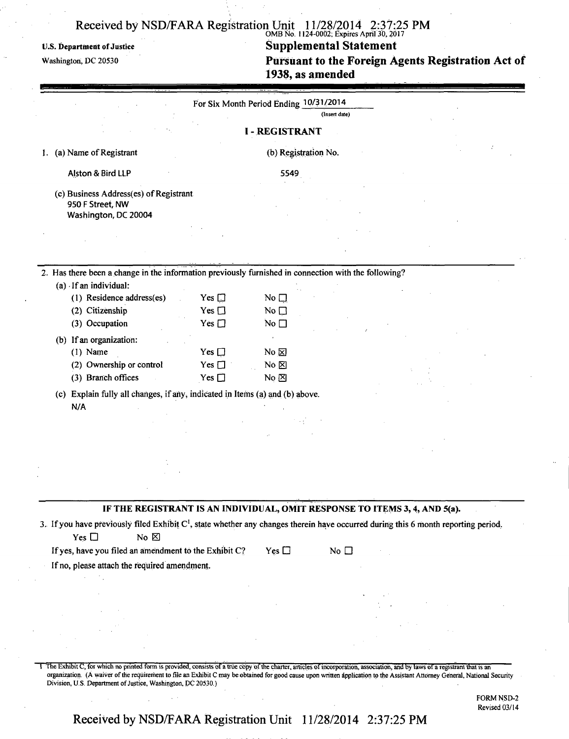U.S. Department of Justice

Washington, DC 20530

OMB No. 1124-0002; Expires April 30, 2017

# Supplemental Statement

## Pursuant to the Foreign Agents Registration Act of 1938, as amended

For Six Month Period Ending 10/31/2014
(Insert date)

### I - REGISTRANT

1. (a) Name of Registrant

   Alston & Bird LLP

   (b) Registration No.

   5549

   (c) Business Address(es) of Registrant
   950 F Street, NW
   Washington, DC 20004

2. Has there been a change in the information previously furnished in connection with the following?

   (a) If an individual:

   | | | |
   |---|---|---|
   | (1) Residence address(es) | Yes ☐ | No ☐ |
   | (2) Citizenship | Yes ☐ | No ☐ |
   | (3) Occupation | Yes ☐ | No ☐ |

   (b) If an organization:

   | | | |
   |---|---|---|
   | (1) Name | Yes ☐ | No ☒ |
   | (2) Ownership or control | Yes ☐ | No ☒ |
   | (3) Branch offices | Yes ☐ | No ☒ |

   (c) Explain fully all changes, if any, indicated in Items (a) and (b) above.

   N/A

**IF THE REGISTRANT IS AN INDIVIDUAL, OMIT RESPONSE TO ITEMS 3, 4, AND 5(a).**

3. If you have previously filed Exhibit C[1], state whether any changes therein have occurred during this 6 month reporting period.

   Yes ☐ No ☒

   If yes, have you filed an amendment to the Exhibit C? Yes ☐ No ☐

   If no, please attach the required amendment.

[1] The Exhibit C, for which no printed form is provided, consists of a true copy of the charter, articles of incorporation, association, and by laws of a registrant that is an organization. (A waiver of the requirement to file an Exhibit C may be obtained for good cause upon written application to the Assistant Attorney General, National Security Division, U.S. Department of Justice, Washington, DC 20530.)

FORM NSD-2
Revised 03/14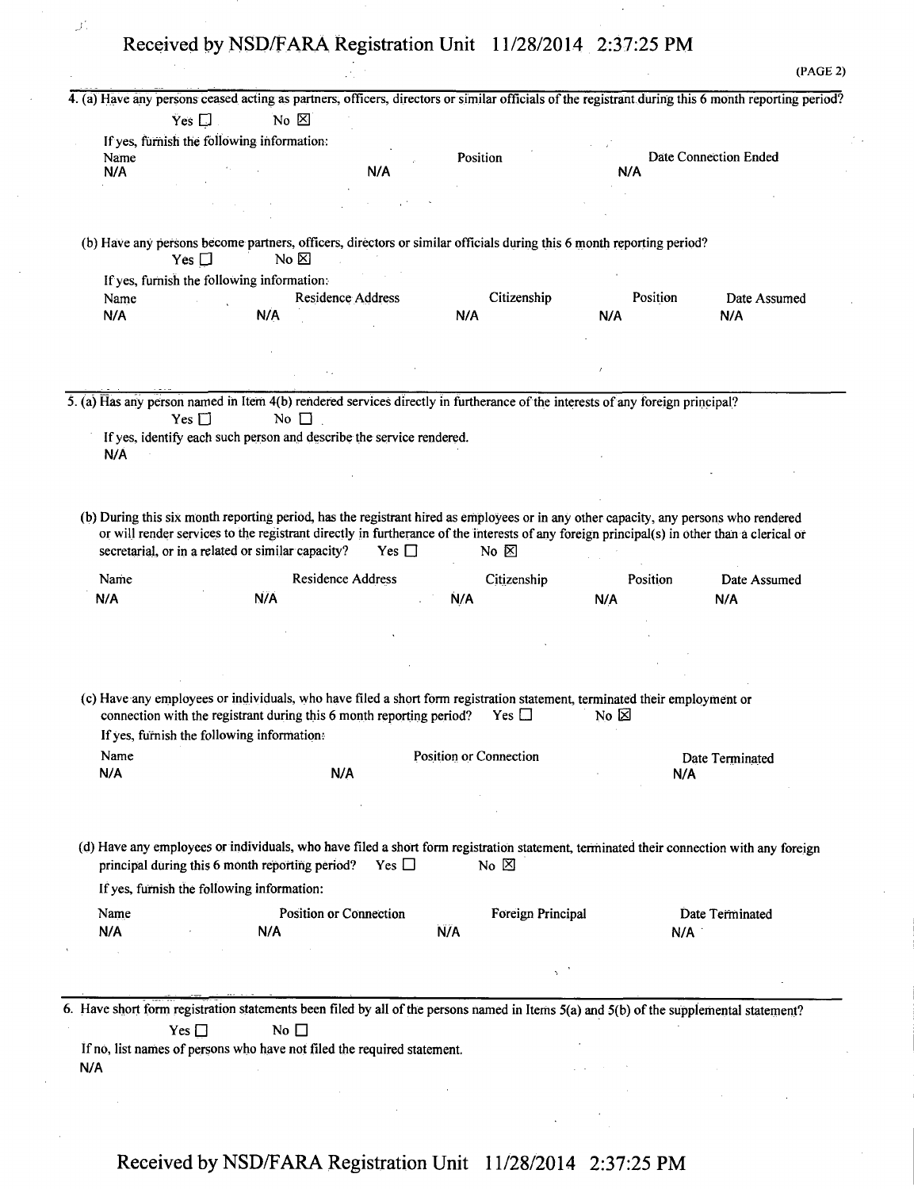(PAGE 2)

4. (a) Have any persons ceased acting as partners, officers, directors or similar officials of the registrant during this 6 month reporting period?

Yes ☐ No ☒

If yes, furnish the following information:

| Name | Position | Date Connection Ended |
|---|---|---|
| N/A | N/A | N/A |

(b) Have any persons become partners, officers, directors or similar officials during this 6 month reporting period?

Yes ☐ No ☒

If yes, furnish the following information:

| Name | Residence Address | Citizenship | Position | Date Assumed |
|---|---|---|---|---|
| N/A | N/A | N/A | N/A | N/A |

5. (a) Has any person named in Item 4(b) rendered services directly in furtherance of the interests of any foreign principal?

Yes ☐ No ☐

If yes, identify each such person and describe the service rendered.

N/A

(b) During this six month reporting period, has the registrant hired as employees or in any other capacity, any persons who rendered or will render services to the registrant directly in furtherance of the interests of any foreign principal(s) in other than a clerical or secretarial, or in a related or similar capacity? Yes ☐ No ☒

| Name | Residence Address | Citizenship | Position | Date Assumed |
|---|---|---|---|---|
| N/A | N/A | N/A | N/A | N/A |

(c) Have any employees or individuals, who have filed a short form registration statement, terminated their employment or connection with the registrant during this 6 month reporting period? Yes ☐ No ☒

If yes, furnish the following information:

| Name | Position or Connection | Date Terminated |
|---|---|---|
| N/A | N/A | N/A |

(d) Have any employees or individuals, who have filed a short form registration statement, terminated their connection with any foreign principal during this 6 month reporting period? Yes ☐ No ☒

If yes, furnish the following information:

| Name | Position or Connection | Foreign Principal | Date Terminated |
|---|---|---|---|
| N/A | N/A | N/A | N/A |

6. Have short form registration statements been filed by all of the persons named in Items 5(a) and 5(b) of the supplemental statement?

Yes ☐ No ☐

If no, list names of persons who have not filed the required statement.

N/A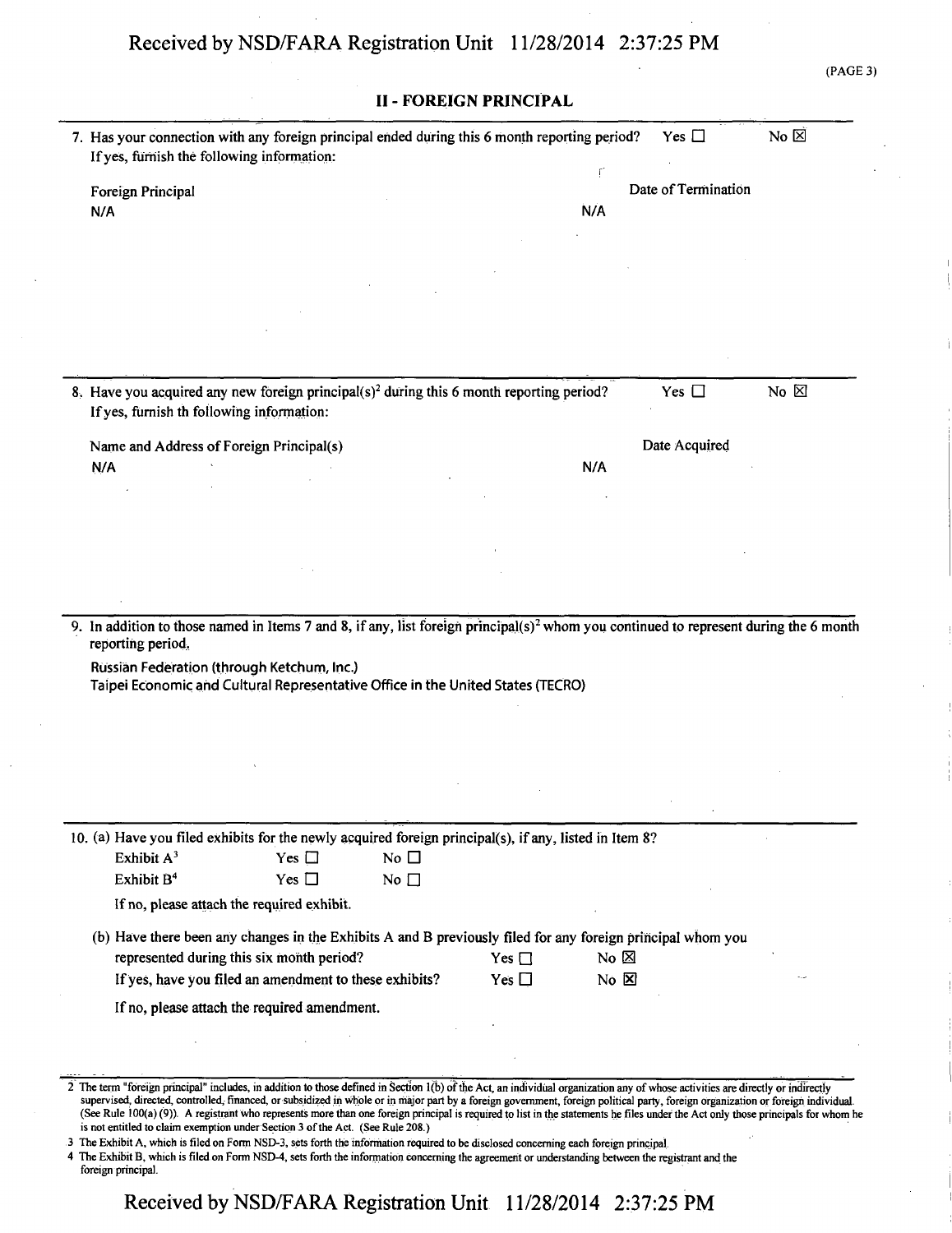## II - FOREIGN PRINCIPAL

7. Has your connection with any foreign principal ended during this 6 month reporting period? Yes ☐ No ☒

If yes, furnish the following information:

| Foreign Principal | Date of Termination |
|---|---|
| N/A | N/A |

8. Have you acquired any new foreign principal(s)[2] during this 6 month reporting period? Yes ☐ No ☒

If yes, furnish th following information:

| Name and Address of Foreign Principal(s) | Date Acquired |
|---|---|
| N/A | N/A |

9. In addition to those named in Items 7 and 8, if any, list foreign principal(s)[2] whom you continued to represent during the 6 month reporting period.

Russian Federation (through Ketchum, Inc.)
Taipei Economic and Cultural Representative Office in the United States (TECRO)

10. (a) Have you filed exhibits for the newly acquired foreign principal(s), if any, listed in Item 8?

Exhibit A[3] Yes ☐ No ☐

Exhibit B[4] Yes ☐ No ☐

If no, please attach the required exhibit.

(b) Have there been any changes in the Exhibits A and B previously filed for any foreign principal whom you represented during this six month period? Yes ☐ No ☒

If yes, have you filed an amendment to these exhibits? Yes ☐ No ☒

If no, please attach the required amendment.

---

2 The term "foreign principal" includes, in addition to those defined in Section 1(b) of the Act, an individual organization any of whose activities are directly or indirectly supervised, directed, controlled, financed, or subsidized in whole or in major part by a foreign government, foreign political party, foreign organization or foreign individual. (See Rule 100(a) (9)). A registrant who represents more than one foreign principal is required to list in the statements he files under the Act only those principals for whom he is not entitled to claim exemption under Section 3 of the Act. (See Rule 208.)

3 The Exhibit A, which is filed on Form NSD-3, sets forth the information required to be disclosed concerning each foreign principal.

4 The Exhibit B, which is filed on Form NSD-4, sets forth the information concerning the agreement or understanding between the registrant and the foreign principal.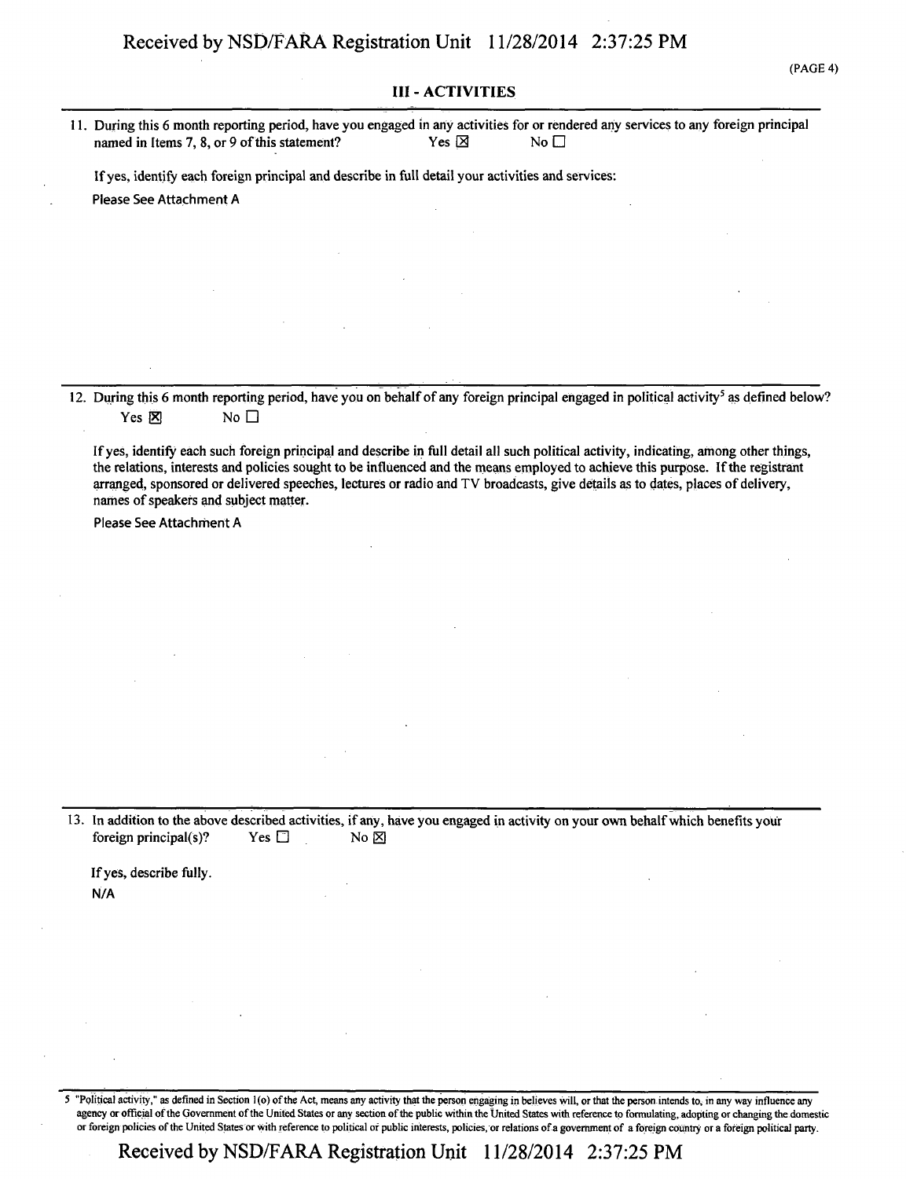## III - ACTIVITIES

11. During this 6 month reporting period, have you engaged in any activities for or rendered any services to any foreign principal named in Items 7, 8, or 9 of this statement? Yes ☒ No ☐

If yes, identify each foreign principal and describe in full detail your activities and services:

Please See Attachment A

12. During this 6 month reporting period, have you on behalf of any foreign principal engaged in political activity[5] as defined below? Yes ☒ No ☐

If yes, identify each such foreign principal and describe in full detail all such political activity, indicating, among other things, the relations, interests and policies sought to be influenced and the means employed to achieve this purpose. If the registrant arranged, sponsored or delivered speeches, lectures or radio and TV broadcasts, give details as to dates, places of delivery, names of speakers and subject matter.

Please See Attachment A

13. In addition to the above described activities, if any, have you engaged in activity on your own behalf which benefits your foreign principal(s)? Yes ☐ No ☒

If yes, describe fully.

N/A

[5] "Political activity," as defined in Section 1(o) of the Act, means any activity that the person engaging in believes will, or that the person intends to, in any way influence any agency or official of the Government of the United States or any section of the public within the United States with reference to formulating, adopting or changing the domestic or foreign policies of the United States or with reference to political or public interests, policies, or relations of a government of a foreign country or a foreign political party.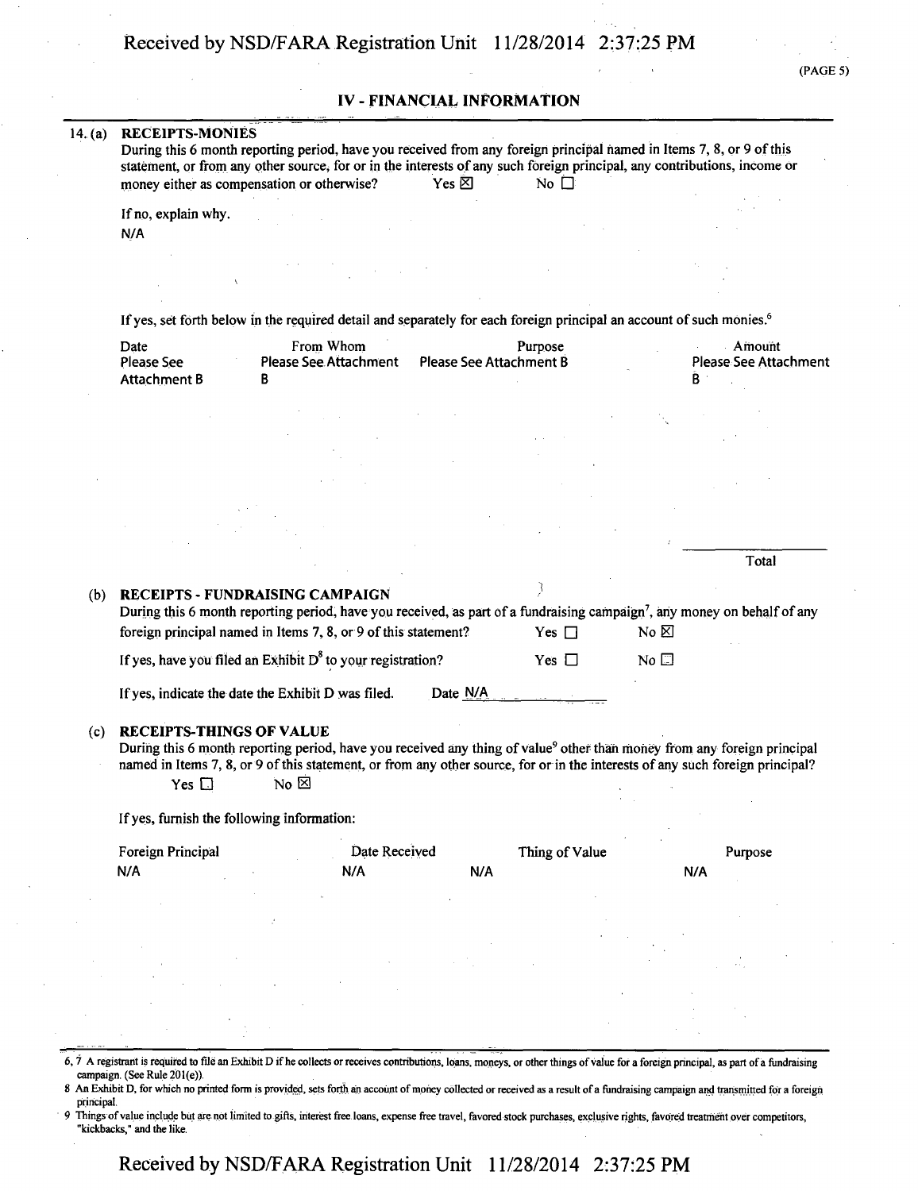## IV - FINANCIAL INFORMATION

14. (a) **RECEIPTS-MONIES**

During this 6 month reporting period, have you received from any foreign principal named in Items 7, 8, or 9 of this statement, or from any other source, for or in the interests of any such foreign principal, any contributions, income or money either as compensation or otherwise? Yes ☒ No ☐

If no, explain why.

N/A

If yes, set forth below in the required detail and separately for each foreign principal an account of such monies.[6]

| Date | From Whom | Purpose | Amount |
|---|---|---|---|
| Please See Attachment B | Please See Attachment B | Please See Attachment B | Please See Attachment B |

Total

(b) **RECEIPTS - FUNDRAISING CAMPAIGN**

During this 6 month reporting period, have you received, as part of a fundraising campaign[7], any money on behalf of any foreign principal named in Items 7, 8, or 9 of this statement? Yes ☐ No ☒

If yes, have you filed an Exhibit D[8] to your registration? Yes ☐ No ☐

If yes, indicate the date the Exhibit D was filed. Date N/A

(c) **RECEIPTS-THINGS OF VALUE**

During this 6 month reporting period, have you received any thing of value[9] other than money from any foreign principal named in Items 7, 8, or 9 of this statement, or from any other source, for or in the interests of any such foreign principal?
Yes ☐ No ☒

If yes, furnish the following information:

| Foreign Principal | Date Received | Thing of Value | Purpose |
|---|---|---|---|
| N/A | N/A | N/A | N/A |

---

6, 7 A registrant is required to file an Exhibit D if he collects or receives contributions, loans, moneys, or other things of value for a foreign principal, as part of a fundraising campaign. (See Rule 201(e)).

8 An Exhibit D, for which no printed form is provided, sets forth an account of money collected or received as a result of a fundraising campaign and transmitted for a foreign principal.

9 Things of value include but are not limited to gifts, interest free loans, expense free travel, favored stock purchases, exclusive rights, favored treatment over competitors, "kickbacks," and the like.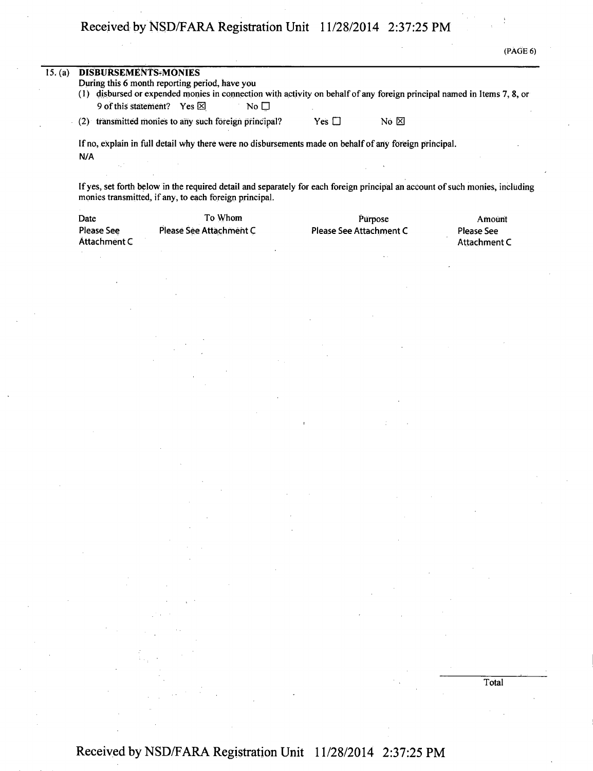(PAGE 6)

15. (a) **DISBURSEMENTS-MONIES**

During this 6 month reporting period, have you

(1) disbursed or expended monies in connection with activity on behalf of any foreign principal named in Items 7, 8, or 9 of this statement? Yes ☒ No ☐

(2) transmitted monies to any such foreign principal? Yes ☐ No ☒

If no, explain in full detail why there were no disbursements made on behalf of any foreign principal.

N/A

If yes, set forth below in the required detail and separately for each foreign principal an account of such monies, including monies transmitted, if any, to each foreign principal.

| Date | To Whom | Purpose | Amount |
|---|---|---|---|
| Please See Attachment C | Please See Attachment C | Please See Attachment C | Please See Attachment C |

Total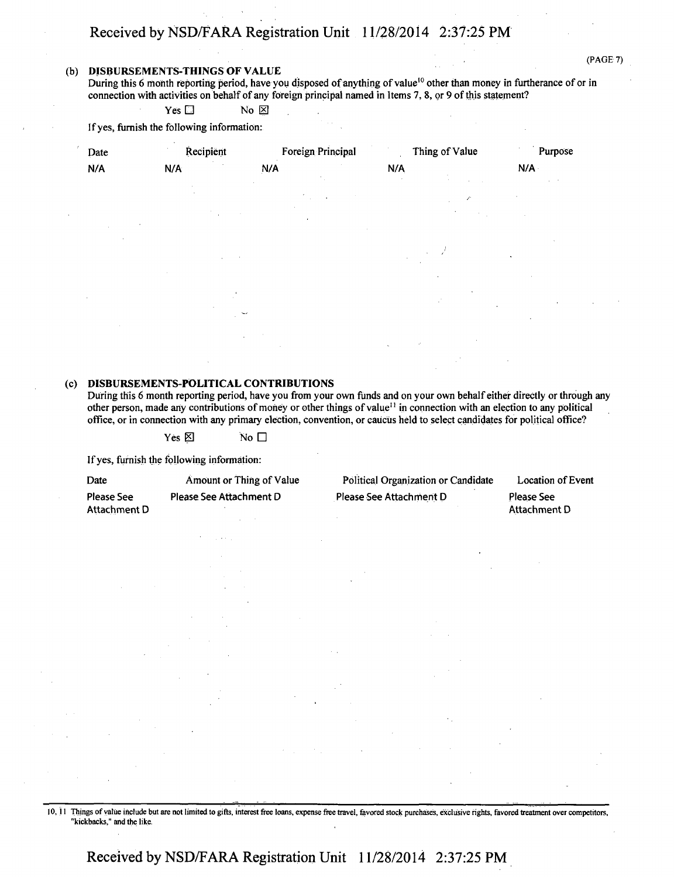**(b) DISBURSEMENTS-THINGS OF VALUE**

During this 6 month reporting period, have you disposed of anything of value[10] other than money in furtherance of or in connection with activities on behalf of any foreign principal named in Items 7, 8, or 9 of this statement?

Yes ☐ No ☒

If yes, furnish the following information:

| Date | Recipient | Foreign Principal | Thing of Value | Purpose |
| --- | --- | --- | --- | --- |
| N/A | N/A | N/A | N/A | N/A |

**(c) DISBURSEMENTS-POLITICAL CONTRIBUTIONS**

During this 6 month reporting period, have you from your own funds and on your own behalf either directly or through any other person, made any contributions of money or other things of value[11] in connection with an election to any political office, or in connection with any primary election, convention, or caucus held to select candidates for political office?

Yes ☒ No ☐

If yes, furnish the following information:

| Date | Amount or Thing of Value | Political Organization or Candidate | Location of Event |
| --- | --- | --- | --- |
| Please See Attachment D | Please See Attachment D | Please See Attachment D | Please See Attachment D |

10, 11 Things of value include but are not limited to gifts, interest free loans, expense free travel, favored stock purchases, exclusive rights, favored treatment over competitors, "kickbacks," and the like.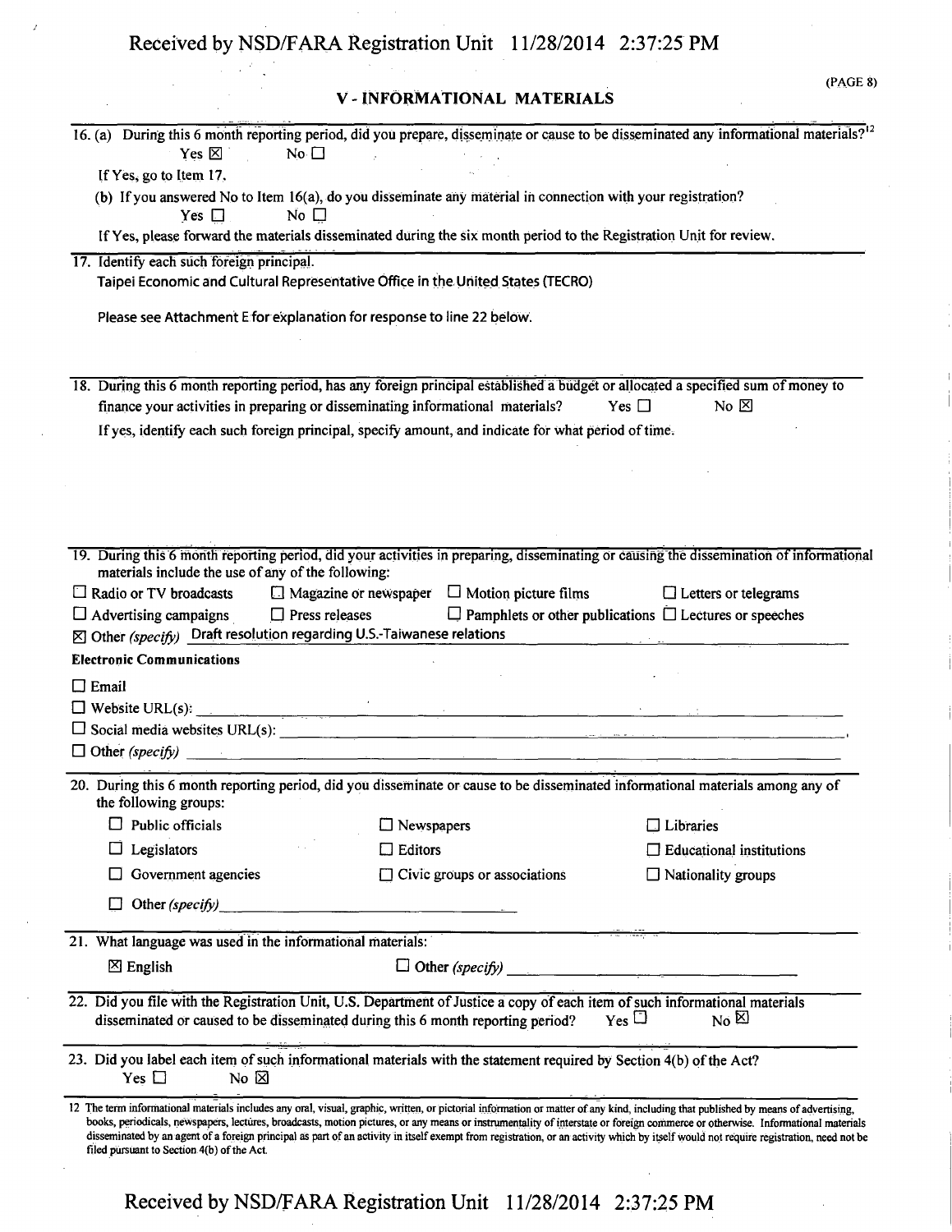## V - INFORMATIONAL MATERIALS

16. (a) During this 6 month reporting period, did you prepare, disseminate or cause to be disseminated any informational materials?[12]
    Yes ☒ No ☐

    If Yes, go to Item 17.

    (b) If you answered No to Item 16(a), do you disseminate any material in connection with your registration?
    Yes ☐ No ☐

    If Yes, please forward the materials disseminated during the six month period to the Registration Unit for review.

17. Identify each such foreign principal.

    Taipei Economic and Cultural Representative Office in the United States (TECRO)

    Please see Attachment E for explanation for response to line 22 below.

18. During this 6 month reporting period, has any foreign principal established a budget or allocated a specified sum of money to finance your activities in preparing or disseminating informational materials? Yes ☐ No ☒

    If yes, identify each such foreign principal, specify amount, and indicate for what period of time.

19. During this 6 month reporting period, did your activities in preparing, disseminating or causing the dissemination of informational materials include the use of any of the following:

    ☐ Radio or TV broadcasts ☐ Magazine or newspaper ☐ Motion picture films ☐ Letters or telegrams

    ☐ Advertising campaigns ☐ Press releases ☐ Pamphlets or other publications ☐ Lectures or speeches

    ☒ Other *(specify)* Draft resolution regarding U.S.-Taiwanese relations

    **Electronic Communications**

    ☐ Email

    ☐ Website URL(s): ____

    ☐ Social media websites URL(s): ____

    ☐ Other *(specify)* ____

20. During this 6 month reporting period, did you disseminate or cause to be disseminated informational materials among any of the following groups:

    ☐ Public officials ☐ Newspapers ☐ Libraries

    ☐ Legislators ☐ Editors ☐ Educational institutions

    ☐ Government agencies ☐ Civic groups or associations ☐ Nationality groups

    ☐ Other *(specify)* ____

21. What language was used in the informational materials:

    ☒ English ☐ Other *(specify)* ____

22. Did you file with the Registration Unit, U.S. Department of Justice a copy of each item of such informational materials disseminated or caused to be disseminated during this 6 month reporting period? Yes ☐ No ☒

23. Did you label each item of such informational materials with the statement required by Section 4(b) of the Act?
    Yes ☐ No ☒

---

12 The term informational materials includes any oral, visual, graphic, written, or pictorial information or matter of any kind, including that published by means of advertising, books, periodicals, newspapers, lectures, broadcasts, motion pictures, or any means or instrumentality of interstate or foreign commerce or otherwise. Informational materials disseminated by an agent of a foreign principal as part of an activity in itself exempt from registration, or an activity which by itself would not require registration, need not be filed pursuant to Section 4(b) of the Act.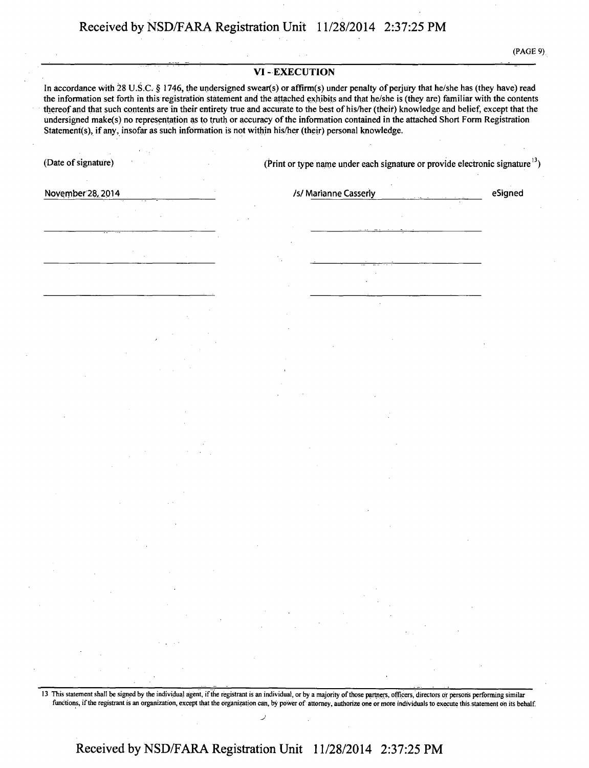## VI - EXECUTION

In accordance with 28 U.S.C. § 1746, the undersigned swear(s) or affirm(s) under penalty of perjury that he/she has (they have) read the information set forth in this registration statement and the attached exhibits and that he/she is (they are) familiar with the contents thereof and that such contents are in their entirety true and accurate to the best of his/her (their) knowledge and belief, except that the undersigned make(s) no representation as to truth or accuracy of the information contained in the attached Short Form Registration Statement(s), if any, insofar as such information is not within his/her (their) personal knowledge.

| (Date of signature) | (Print or type name under each signature or provide electronic signature[13]) | |
|---|---|---|
| November 28, 2014 | /s/ Marianne Casserly | eSigned |
| | | |
| | | |
| | | |

13 This statement shall be signed by the individual agent, if the registrant is an individual, or by a majority of those partners, officers, directors or persons performing similar functions, if the registrant is an organization, except that the organization can, by power of attorney, authorize one or more individuals to execute this statement on its behalf.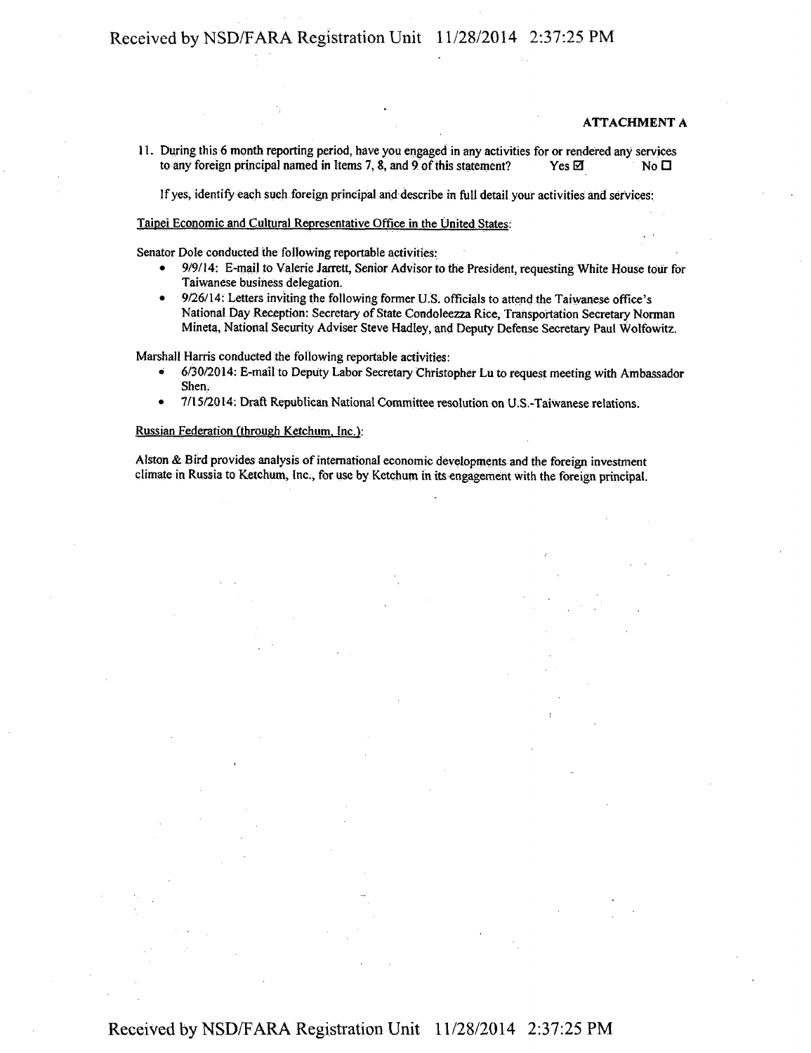**ATTACHMENT A**

11. During this 6 month reporting period, have you engaged in any activities for or rendered any services to any foreign principal named in Items 7, 8, and 9 of this statement? Yes ☑ No ☐

If yes, identify each such foreign principal and describe in full detail your activities and services:

Taipei Economic and Cultural Representative Office in the United States:

Senator Dole conducted the following reportable activities:

- 9/9/14: E-mail to Valerie Jarrett, Senior Advisor to the President, requesting White House tour for Taiwanese business delegation.
- 9/26/14: Letters inviting the following former U.S. officials to attend the Taiwanese office's National Day Reception: Secretary of State Condoleezza Rice, Transportation Secretary Norman Mineta, National Security Adviser Steve Hadley, and Deputy Defense Secretary Paul Wolfowitz.

Marshall Harris conducted the following reportable activities:

- 6/30/2014: E-mail to Deputy Labor Secretary Christopher Lu to request meeting with Ambassador Shen.
- 7/15/2014: Draft Republican National Committee resolution on U.S.-Taiwanese relations.

Russian Federation (through Ketchum, Inc.):

Alston & Bird provides analysis of international economic developments and the foreign investment climate in Russia to Ketchum, Inc., for use by Ketchum in its engagement with the foreign principal.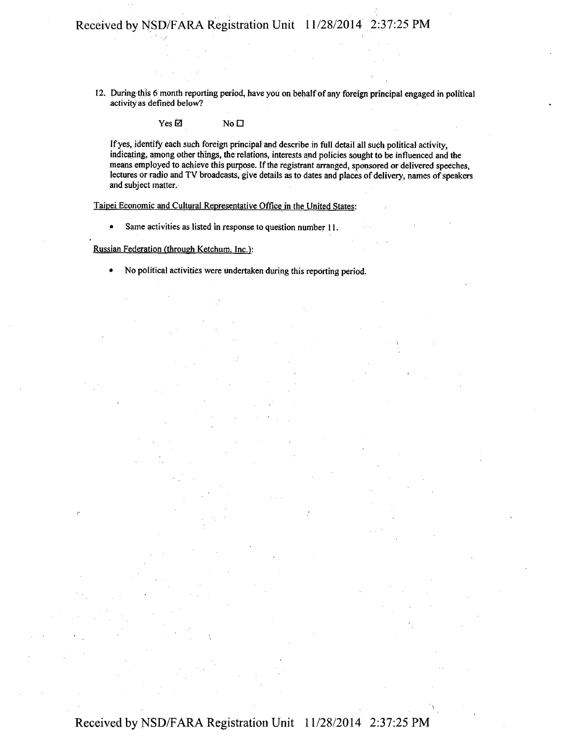12. During this 6 month reporting period, have you on behalf of any foreign principal engaged in political activity as defined below?

 Yes ☑ No ☐

 If yes, identify each such foreign principal and describe in full detail all such political activity, indicating, among other things, the relations, interests and policies sought to be influenced and the means employed to achieve this purpose. If the registrant arranged, sponsored or delivered speeches, lectures or radio and TV broadcasts, give details as to dates and places of delivery, names of speakers and subject matter.

Taipei Economic and Cultural Representative Office in the United States:

- Same activities as listed in response to question number 11.

Russian Federation (through Ketchum, Inc.):

- No political activities were undertaken during this reporting period.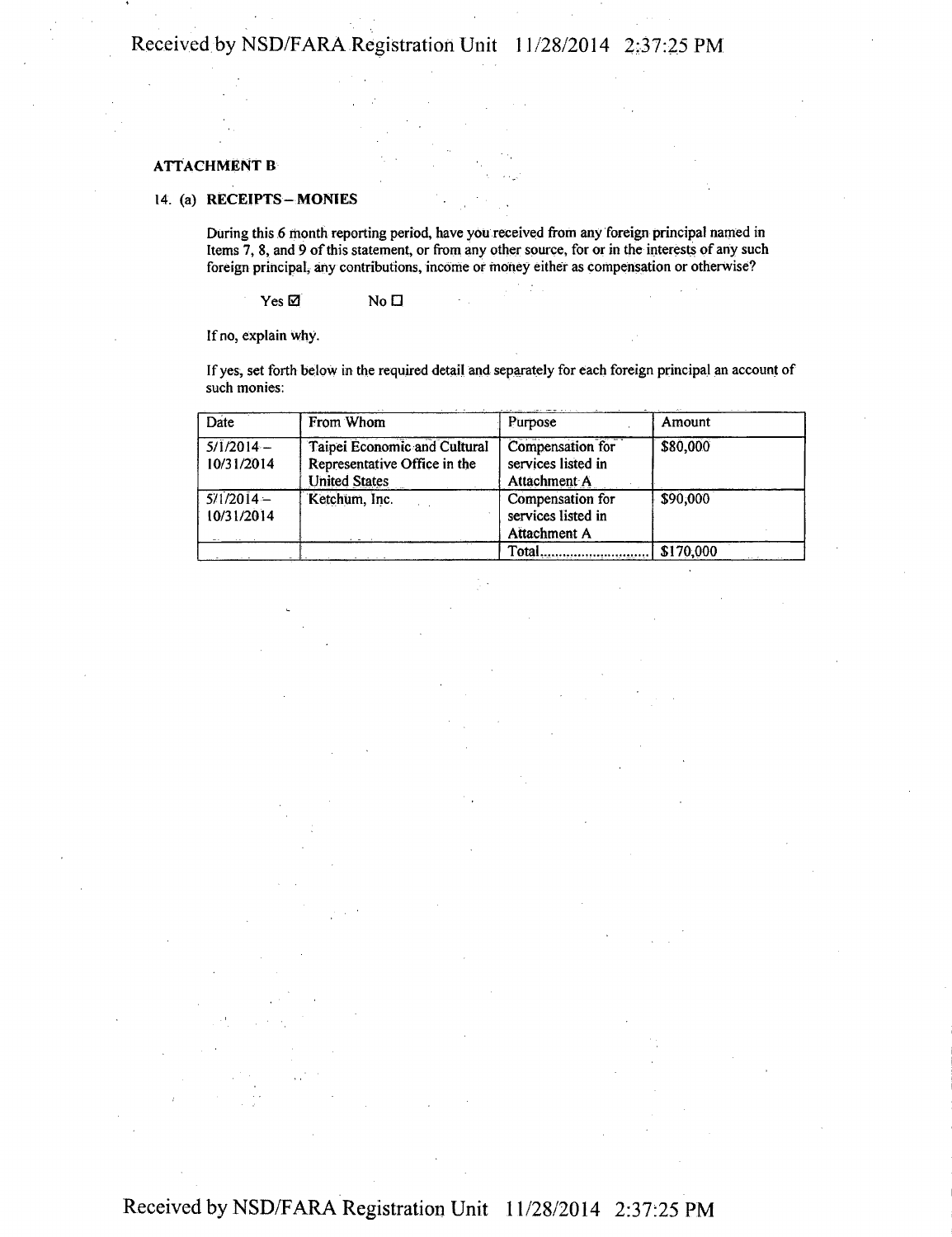**ATTACHMENT B**

14. (a) **RECEIPTS – MONIES**

During this 6 month reporting period, have you received from any foreign principal named in Items 7, 8, and 9 of this statement, or from any other source, for or in the interests of any such foreign principal, any contributions, income or money either as compensation or otherwise?

Yes ☑ No ☐

If no, explain why.

If yes, set forth below in the required detail and separately for each foreign principal an account of such monies:

| Date | From Whom | Purpose | Amount |
|---|---|---|---|
| 5/1/2014 – 10/31/2014 | Taipei Economic and Cultural Representative Office in the United States | Compensation for services listed in Attachment A | $80,000 |
| 5/1/2014 – 10/31/2014 | Ketchum, Inc. | Compensation for services listed in Attachment A | $90,000 |
| | | Total.............................. | $170,000 |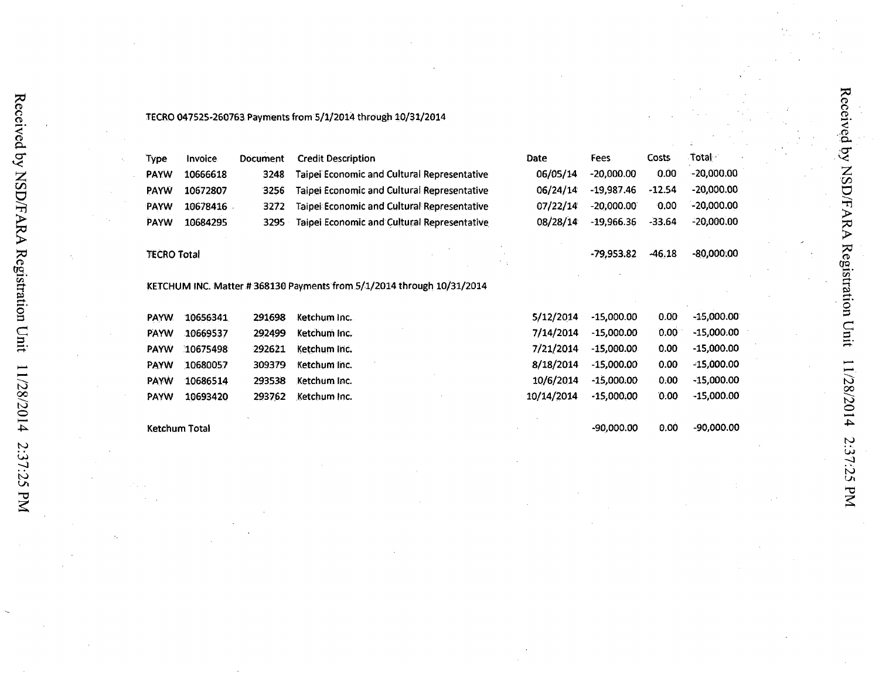TECRO 047525-260763 Payments from 5/1/2014 through 10/31/2014

| Type | Invoice | Document | Credit Description | Date | Fees | Costs | Total |
|---|---|---|---|---|---|---|---|
| PAYW | 10666618 | 3248 | Taipei Economic and Cultural Representative | 06/05/14 | -20,000.00 | 0.00 | -20,000.00 |
| PAYW | 10672807 | 3256 | Taipei Economic and Cultural Representative | 06/24/14 | -19,987.46 | -12.54 | -20,000.00 |
| PAYW | 10678416 | 3272 | Taipei Economic and Cultural Representative | 07/22/14 | -20,000.00 | 0.00 | -20,000.00 |
| PAYW | 10684295 | 3295 | Taipei Economic and Cultural Representative | 08/28/14 | -19,966.36 | -33.64 | -20,000.00 |
| TECRO Total | | | | | -79,953.82 | -46.18 | -80,000.00 |

KETCHUM INC. Matter # 368130 Payments from 5/1/2014 through 10/31/2014

| Type | Invoice | Document | Credit Description | Date | Fees | Costs | Total |
|---|---|---|---|---|---|---|---|
| PAYW | 10656341 | 291698 | Ketchum Inc. | 5/12/2014 | -15,000.00 | 0.00 | -15,000.00 |
| PAYW | 10669537 | 292499 | Ketchum Inc. | 7/14/2014 | -15,000.00 | 0.00 | -15,000.00 |
| PAYW | 10675498 | 292621 | Ketchum Inc. | 7/21/2014 | -15,000.00 | 0.00 | -15,000.00 |
| PAYW | 10680057 | 309379 | Ketchum Inc. | 8/18/2014 | -15,000.00 | 0.00 | -15,000.00 |
| PAYW | 10686514 | 293538 | Ketchum Inc. | 10/6/2014 | -15,000.00 | 0.00 | -15,000.00 |
| PAYW | 10693420 | 293762 | Ketchum Inc. | 10/14/2014 | -15,000.00 | 0.00 | -15,000.00 |
| Ketchum Total | | | | | -90,000.00 | 0.00 | -90,000.00 |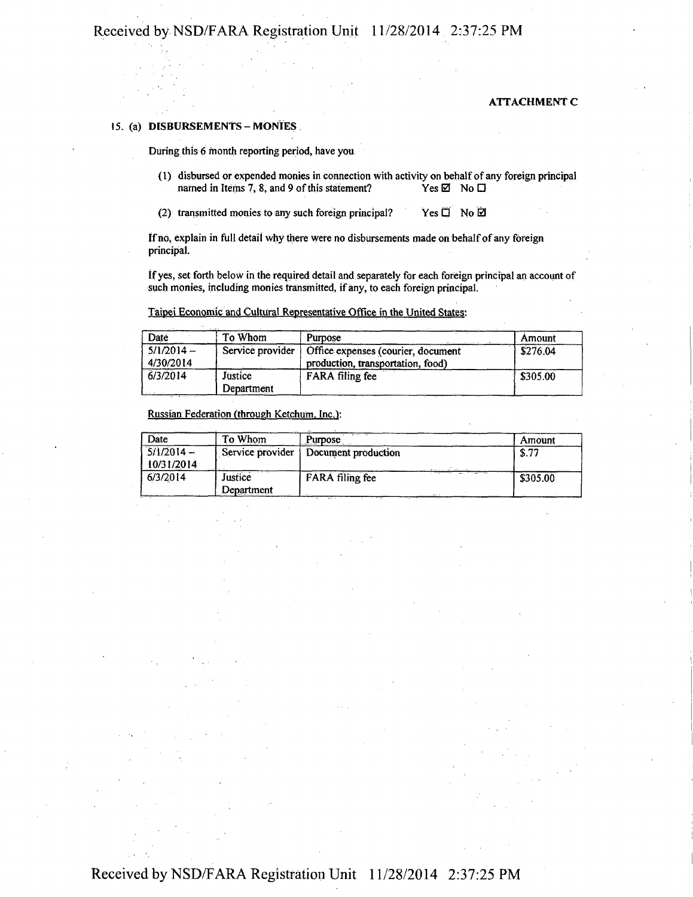**ATTACHMENT C**

15. (a) **DISBURSEMENTS – MONIES**

During this 6 month reporting period, have you

(1) disbursed or expended monies in connection with activity on behalf of any foreign principal named in Items 7, 8, and 9 of this statement? Yes ☑ No ☐

(2) transmitted monies to any such foreign principal? Yes ☐ No ☑

If no, explain in full detail why there were no disbursements made on behalf of any foreign principal.

If yes, set forth below in the required detail and separately for each foreign principal an account of such monies, including monies transmitted, if any, to each foreign principal.

Taipei Economic and Cultural Representative Office in the United States:

| Date | To Whom | Purpose | Amount |
|---|---|---|---|
| 5/1/2014 – 4/30/2014 | Service provider | Office expenses (courier, document production, transportation, food) | $276.04 |
| 6/3/2014 | Justice Department | FARA filing fee | $305.00 |

Russian Federation (through Ketchum, Inc.):

| Date | To Whom | Purpose | Amount |
|---|---|---|---|
| 5/1/2014 – 10/31/2014 | Service provider | Document production | $.77 |
| 6/3/2014 | Justice Department | FARA filing fee | $305.00 |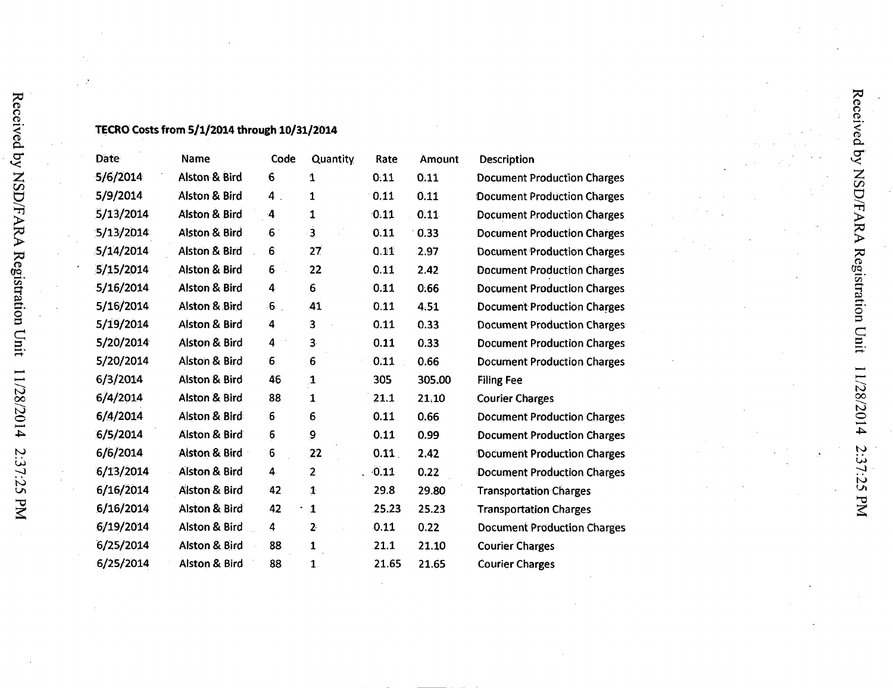**TECRO Costs from 5/1/2014 through 10/31/2014**

| Date | Name | Code | Quantity | Rate | Amount | Description |
|---|---|---|---|---|---|---|
| 5/6/2014 | Alston & Bird | 6 | 1 | 0.11 | 0.11 | Document Production Charges |
| 5/9/2014 | Alston & Bird | 4 | 1 | 0.11 | 0.11 | Document Production Charges |
| 5/13/2014 | Alston & Bird | 4 | 1 | 0.11 | 0.11 | Document Production Charges |
| 5/13/2014 | Alston & Bird | 6 | 3 | 0.11 | 0.33 | Document Production Charges |
| 5/14/2014 | Alston & Bird | 6 | 27 | 0.11 | 2.97 | Document Production Charges |
| 5/15/2014 | Alston & Bird | 6 | 22 | 0.11 | 2.42 | Document Production Charges |
| 5/16/2014 | Alston & Bird | 4 | 6 | 0.11 | 0.66 | Document Production Charges |
| 5/16/2014 | Alston & Bird | 6 | 41 | 0.11 | 4.51 | Document Production Charges |
| 5/19/2014 | Alston & Bird | 4 | 3 | 0.11 | 0.33 | Document Production Charges |
| 5/20/2014 | Alston & Bird | 4 | 3 | 0.11 | 0.33 | Document Production Charges |
| 5/20/2014 | Alston & Bird | 6 | 6 | 0.11 | 0.66 | Document Production Charges |
| 6/3/2014 | Alston & Bird | 46 | 1 | 305 | 305.00 | Filing Fee |
| 6/4/2014 | Alston & Bird | 88 | 1 | 21.1 | 21.10 | Courier Charges |
| 6/4/2014 | Alston & Bird | 6 | 6 | 0.11 | 0.66 | Document Production Charges |
| 6/5/2014 | Alston & Bird | 6 | 9 | 0.11 | 0.99 | Document Production Charges |
| 6/6/2014 | Alston & Bird | 6 | 22 | 0.11 | 2.42 | Document Production Charges |
| 6/13/2014 | Alston & Bird | 4 | 2 | 0.11 | 0.22 | Document Production Charges |
| 6/16/2014 | Alston & Bird | 42 | 1 | 29.8 | 29.80 | Transportation Charges |
| 6/16/2014 | Alston & Bird | 42 | 1 | 25.23 | 25.23 | Transportation Charges |
| 6/19/2014 | Alston & Bird | 4 | 2 | 0.11 | 0.22 | Document Production Charges |
| 6/25/2014 | Alston & Bird | 88 | 1 | 21.1 | 21.10 | Courier Charges |
| 6/25/2014 | Alston & Bird | 88 | 1 | 21.65 | 21.65 | Courier Charges |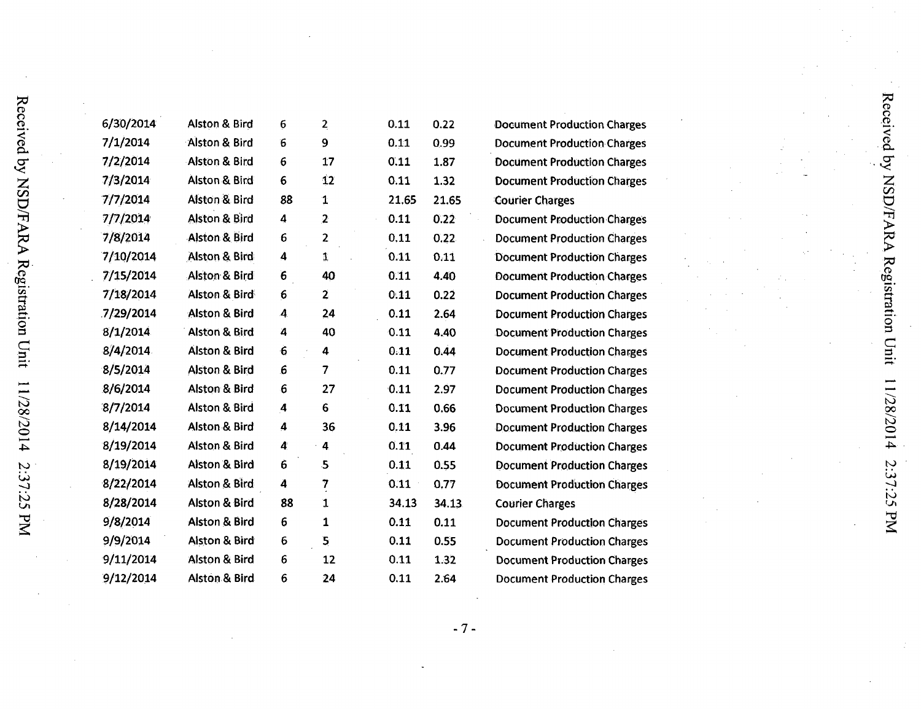| | | | | | | |
|---|---|---|---|---|---|---|
| 6/30/2014 | Alston & Bird | 6 | 2 | 0.11 | 0.22 | Document Production Charges |
| 7/1/2014 | Alston & Bird | 6 | 9 | 0.11 | 0.99 | Document Production Charges |
| 7/2/2014 | Alston & Bird | 6 | 17 | 0.11 | 1.87 | Document Production Charges |
| 7/3/2014 | Alston & Bird | 6 | 12 | 0.11 | 1.32 | Document Production Charges |
| 7/7/2014 | Alston & Bird | 88 | 1 | 21.65 | 21.65 | Courier Charges |
| 7/7/2014 | Alston & Bird | 4 | 2 | 0.11 | 0.22 | Document Production Charges |
| 7/8/2014 | Alston & Bird | 6 | 2 | 0.11 | 0.22 | Document Production Charges |
| 7/10/2014 | Alston & Bird | 4 | 1 | 0.11 | 0.11 | Document Production Charges |
| 7/15/2014 | Alston & Bird | 6 | 40 | 0.11 | 4.40 | Document Production Charges |
| 7/18/2014 | Alston & Bird | 6 | 2 | 0.11 | 0.22 | Document Production Charges |
| 7/29/2014 | Alston & Bird | 4 | 24 | 0.11 | 2.64 | Document Production Charges |
| 8/1/2014 | Alston & Bird | 4 | 40 | 0.11 | 4.40 | Document Production Charges |
| 8/4/2014 | Alston & Bird | 6 | 4 | 0.11 | 0.44 | Document Production Charges |
| 8/5/2014 | Alston & Bird | 6 | 7 | 0.11 | 0.77 | Document Production Charges |
| 8/6/2014 | Alston & Bird | 6 | 27 | 0.11 | 2.97 | Document Production Charges |
| 8/7/2014 | Alston & Bird | 4 | 6 | 0.11 | 0.66 | Document Production Charges |
| 8/14/2014 | Alston & Bird | 4 | 36 | 0.11 | 3.96 | Document Production Charges |
| 8/19/2014 | Alston & Bird | 4 | 4 | 0.11 | 0.44 | Document Production Charges |
| 8/19/2014 | Alston & Bird | 6 | 5 | 0.11 | 0.55 | Document Production Charges |
| 8/22/2014 | Alston & Bird | 4 | 7 | 0.11 | 0.77 | Document Production Charges |
| 8/28/2014 | Alston & Bird | 88 | 1 | 34.13 | 34.13 | Courier Charges |
| 9/8/2014 | Alston & Bird | 6 | 1 | 0.11 | 0.11 | Document Production Charges |
| 9/9/2014 | Alston & Bird | 6 | 5 | 0.11 | 0.55 | Document Production Charges |
| 9/11/2014 | Alston & Bird | 6 | 12 | 0.11 | 1.32 | Document Production Charges |
| 9/12/2014 | Alston & Bird | 6 | 24 | 0.11 | 2.64 | Document Production Charges |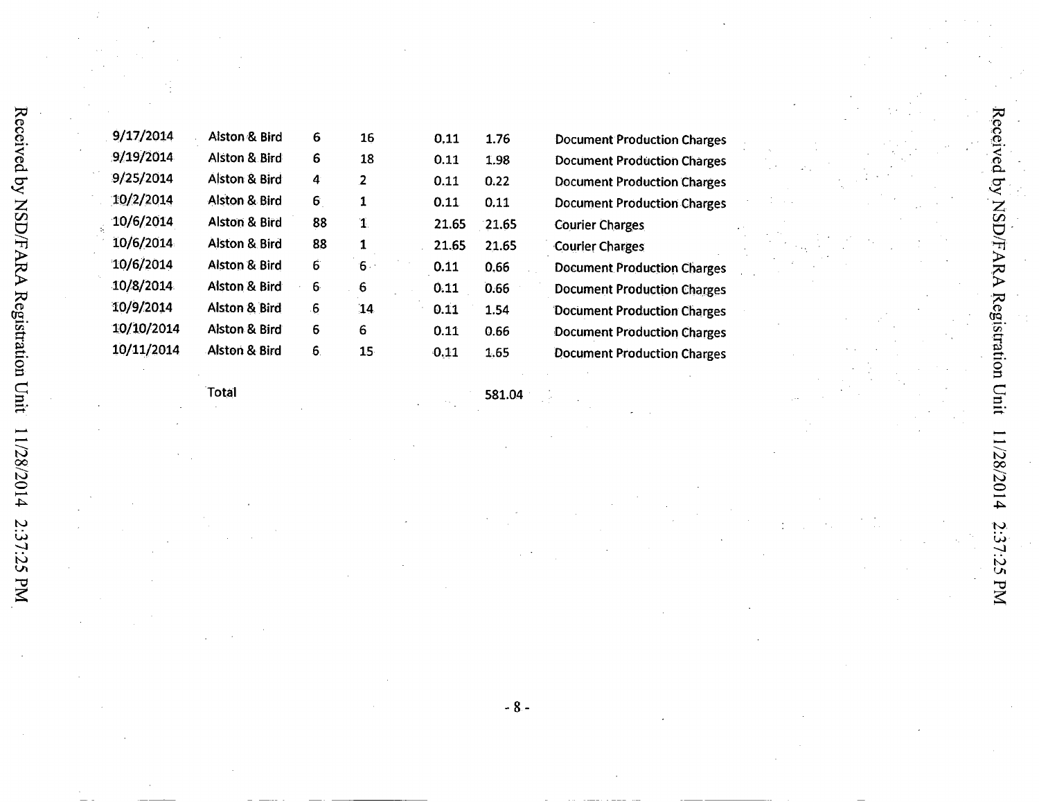| | | | | | | |
|---|---|---|---|---|---|---|
| 9/17/2014 | Alston & Bird | 6 | 16 | 0.11 | 1.76 | Document Production Charges |
| 9/19/2014 | Alston & Bird | 6 | 18 | 0.11 | 1.98 | Document Production Charges |
| 9/25/2014 | Alston & Bird | 4 | 2 | 0.11 | 0.22 | Document Production Charges |
| 10/2/2014 | Alston & Bird | 6 | 1 | 0.11 | 0.11 | Document Production Charges |
| 10/6/2014 | Alston & Bird | 88 | 1 | 21.65 | 21.65 | Courier Charges |
| 10/6/2014 | Alston & Bird | 88 | 1 | 21.65 | 21.65 | Courier Charges |
| 10/6/2014 | Alston & Bird | 6 | 6 | 0.11 | 0.66 | Document Production Charges |
| 10/8/2014 | Alston & Bird | 6 | 6 | 0.11 | 0.66 | Document Production Charges |
| 10/9/2014 | Alston & Bird | 6 | 14 | 0.11 | 1.54 | Document Production Charges |
| 10/10/2014 | Alston & Bird | 6 | 6 | 0.11 | 0.66 | Document Production Charges |
| 10/11/2014 | Alston & Bird | 6 | 15 | 0.11 | 1.65 | Document Production Charges |
| | Total | | | | 581.04 | |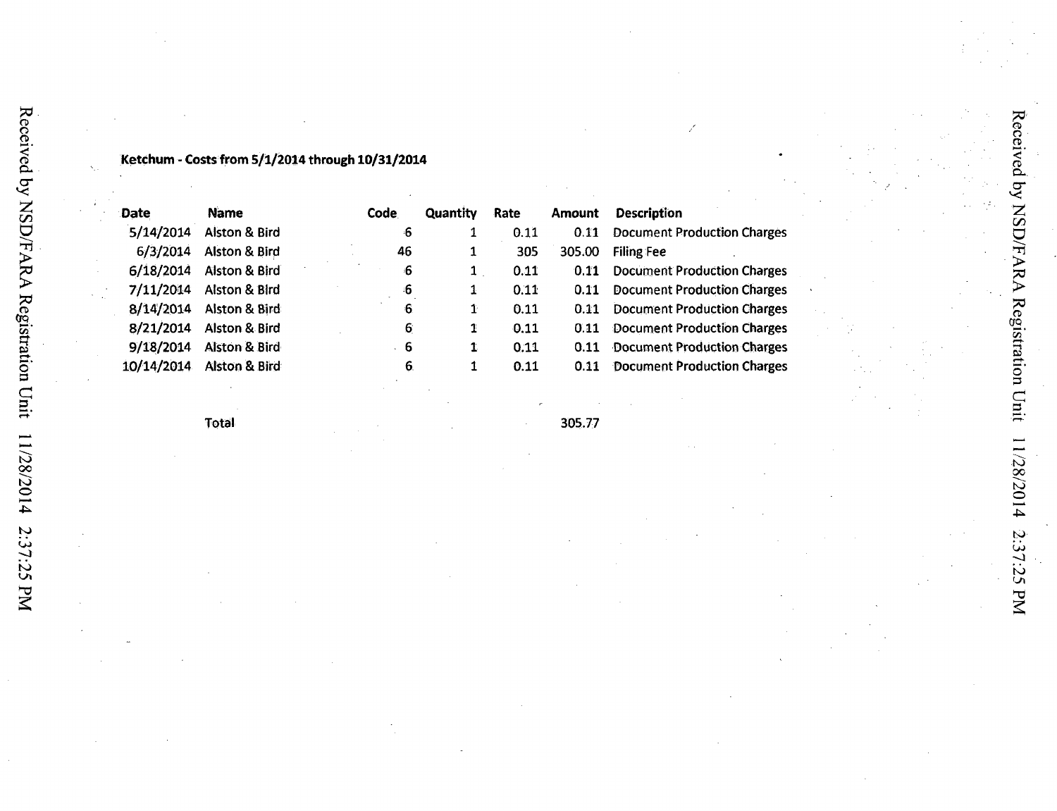**Ketchum - Costs from 5/1/2014 through 10/31/2014**

| Date | Name | Code | Quantity | Rate | Amount | Description |
|---|---|---|---|---|---|---|
| 5/14/2014 | Alston & Bird | 6 | 1 | 0.11 | 0.11 | Document Production Charges |
| 6/3/2014 | Alston & Bird | 46 | 1 | 305 | 305.00 | Filing Fee |
| 6/18/2014 | Alston & Bird | 6 | 1 | 0.11 | 0.11 | Document Production Charges |
| 7/11/2014 | Alston & Bird | 6 | 1 | 0.11 | 0.11 | Document Production Charges |
| 8/14/2014 | Alston & Bird | 6 | 1 | 0.11 | 0.11 | Document Production Charges |
| 8/21/2014 | Alston & Bird | 6 | 1 | 0.11 | 0.11 | Document Production Charges |
| 9/18/2014 | Alston & Bird | 6 | 1 | 0.11 | 0.11 | Document Production Charges |
| 10/14/2014 | Alston & Bird | 6 | 1 | 0.11 | 0.11 | Document Production Charges |
| | Total | | | | 305.77 | |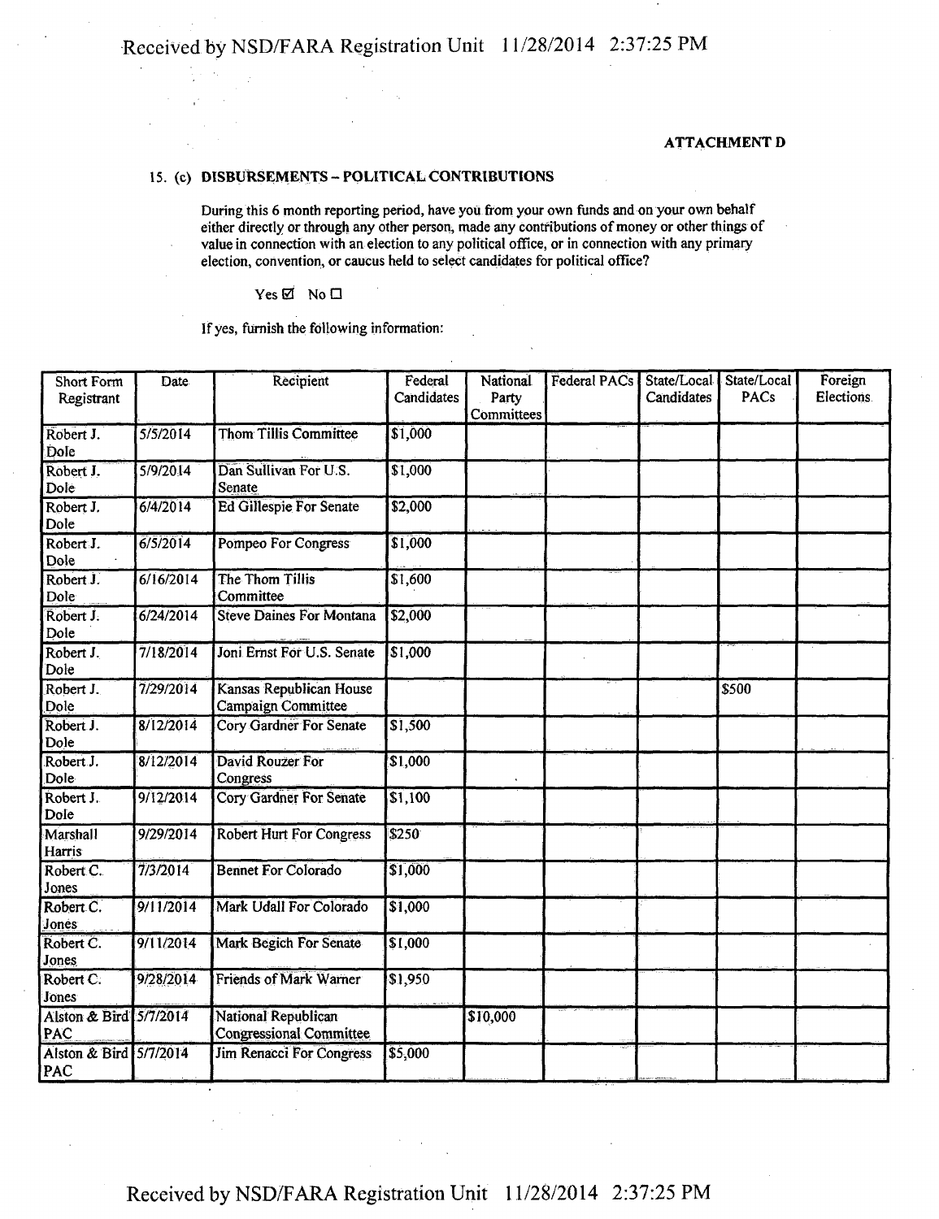**ATTACHMENT D**

15. (c) **DISBURSEMENTS – POLITICAL CONTRIBUTIONS**

During this 6 month reporting period, have you from your own funds and on your own behalf either directly or through any other person, made any contributions of money or other things of value in connection with an election to any political office, or in connection with any primary election, convention, or caucus held to select candidates for political office?

Yes ☑ No ☐

If yes, furnish the following information:

| Short Form Registrant | Date | Recipient | Federal Candidates | National Party Committees | Federal PACs | State/Local Candidates | State/Local PACs | Foreign Elections |
|---|---|---|---|---|---|---|---|---|
| Robert J. Dole | 5/5/2014 | Thom Tillis Committee | $1,000 | | | | | |
| Robert J. Dole | 5/9/2014 | Dan Sullivan For U.S. Senate | $1,000 | | | | | |
| Robert J. Dole | 6/4/2014 | Ed Gillespie For Senate | $2,000 | | | | | |
| Robert J. Dole | 6/5/2014 | Pompeo For Congress | $1,000 | | | | | |
| Robert J. Dole | 6/16/2014 | The Thom Tillis Committee | $1,600 | | | | | |
| Robert J. Dole | 6/24/2014 | Steve Daines For Montana | $2,000 | | | | | |
| Robert J. Dole | 7/18/2014 | Joni Ernst For U.S. Senate | $1,000 | | | | | |
| Robert J. Dole | 7/29/2014 | Kansas Republican House Campaign Committee | | | | | $500 | |
| Robert J. Dole | 8/12/2014 | Cory Gardner For Senate | $1,500 | | | | | |
| Robert J. Dole | 8/12/2014 | David Rouzer For Congress | $1,000 | | | | | |
| Robert J. Dole | 9/12/2014 | Cory Gardner For Senate | $1,100 | | | | | |
| Marshall Harris | 9/29/2014 | Robert Hurt For Congress | $250 | | | | | |
| Robert C. Jones | 7/3/2014 | Bennet For Colorado | $1,000 | | | | | |
| Robert C. Jones | 9/11/2014 | Mark Udall For Colorado | $1,000 | | | | | |
| Robert C. Jones | 9/11/2014 | Mark Begich For Senate | $1,000 | | | | | |
| Robert C. Jones | 9/28/2014 | Friends of Mark Warner | $1,950 | | | | | |
| Alston & Bird PAC | 5/7/2014 | National Republican Congressional Committee | | $10,000 | | | | |
| Alston & Bird PAC | 5/7/2014 | Jim Renacci For Congress | $5,000 | | | | | |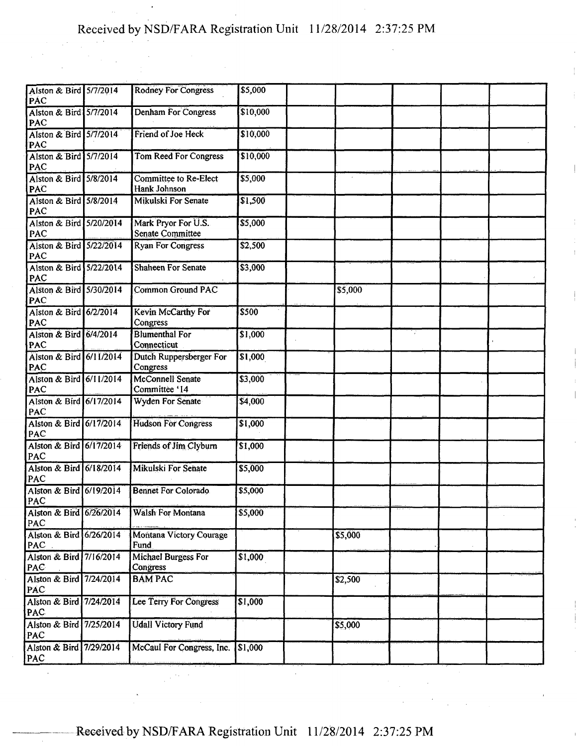| | | | | | | | | |
|---|---|---|---|---|---|---|---|---|
| Alston & Bird PAC | 5/7/2014 | Rodney For Congress | $5,000 | | | | | |
| Alston & Bird PAC | 5/7/2014 | Denham For Congress | $10,000 | | | | | |
| Alston & Bird PAC | 5/7/2014 | Friend of Joe Heck | $10,000 | | | | | |
| Alston & Bird PAC | 5/7/2014 | Tom Reed For Congress | $10,000 | | | | | |
| Alston & Bird PAC | 5/8/2014 | Committee to Re-Elect Hank Johnson | $5,000 | | | | | |
| Alston & Bird PAC | 5/8/2014 | Mikulski For Senate | $1,500 | | | | | |
| Alston & Bird PAC | 5/20/2014 | Mark Pryor For U.S. Senate Committee | $5,000 | | | | | |
| Alston & Bird PAC | 5/22/2014 | Ryan For Congress | $2,500 | | | | | |
| Alston & Bird PAC | 5/22/2014 | Shaheen For Senate | $3,000 | | | | | |
| Alston & Bird PAC | 5/30/2014 | Common Ground PAC | | | $5,000 | | | |
| Alston & Bird PAC | 6/2/2014 | Kevin McCarthy For Congress | $500 | | | | | |
| Alston & Bird PAC | 6/4/2014 | Blumenthal For Connecticut | $1,000 | | | | | |
| Alston & Bird PAC | 6/11/2014 | Dutch Ruppersberger For Congress | $1,000 | | | | | |
| Alston & Bird PAC | 6/11/2014 | McConnell Senate Committee '14 | $3,000 | | | | | |
| Alston & Bird PAC | 6/17/2014 | Wyden For Senate | $4,000 | | | | | |
| Alston & Bird PAC | 6/17/2014 | Hudson For Congress | $1,000 | | | | | |
| Alston & Bird PAC | 6/17/2014 | Friends of Jim Clyburn | $1,000 | | | | | |
| Alston & Bird PAC | 6/18/2014 | Mikulski For Senate | $5,000 | | | | | |
| Alston & Bird PAC | 6/19/2014 | Bennet For Colorado | $5,000 | | | | | |
| Alston & Bird PAC | 6/26/2014 | Walsh For Montana | $5,000 | | | | | |
| Alston & Bird PAC | 6/26/2014 | Montana Victory Courage Fund | | | $5,000 | | | |
| Alston & Bird PAC | 7/16/2014 | Michael Burgess For Congress | $1,000 | | | | | |
| Alston & Bird PAC | 7/24/2014 | BAM PAC | | | $2,500 | | | |
| Alston & Bird PAC | 7/24/2014 | Lee Terry For Congress | $1,000 | | | | | |
| Alston & Bird PAC | 7/25/2014 | Udall Victory Fund | | | $5,000 | | | |
| Alston & Bird PAC | 7/29/2014 | McCaul For Congress, Inc. | $1,000 | | | | | |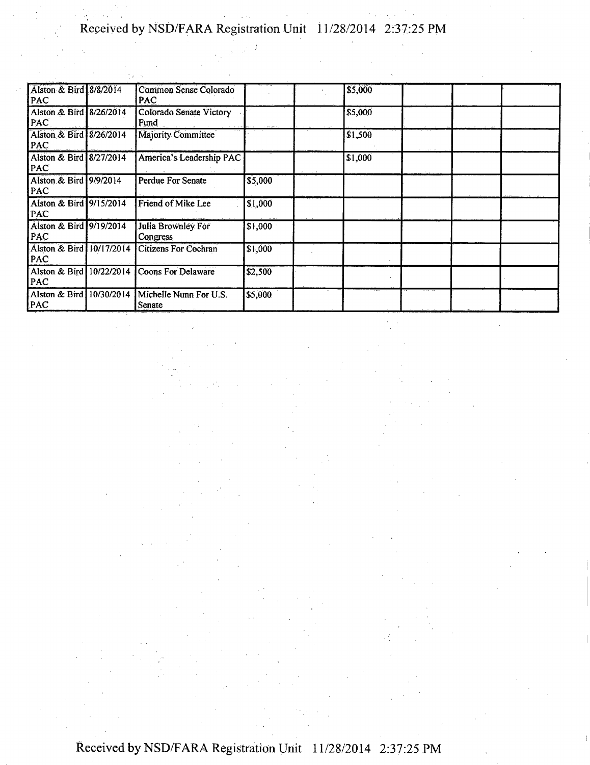| | | | | | | | | |
|---|---|---|---|---|---|---|---|---|
| Alston & Bird PAC | 8/8/2014 | Common Sense Colorado PAC | | | $5,000 | | | |
| Alston & Bird PAC | 8/26/2014 | Colorado Senate Victory Fund | | | $5,000 | | | |
| Alston & Bird PAC | 8/26/2014 | Majority Committee | | | $1,500 | | | |
| Alston & Bird PAC | 8/27/2014 | America's Leadership PAC | | | $1,000 | | | |
| Alston & Bird PAC | 9/9/2014 | Perdue For Senate | $5,000 | | | | | |
| Alston & Bird PAC | 9/15/2014 | Friend of Mike Lee | $1,000 | | | | | |
| Alston & Bird PAC | 9/19/2014 | Julia Brownley For Congress | $1,000 | | | | | |
| Alston & Bird PAC | 10/17/2014 | Citizens For Cochran | $1,000 | | | | | |
| Alston & Bird PAC | 10/22/2014 | Coons For Delaware | $2,500 | | | | | |
| Alston & Bird PAC | 10/30/2014 | Michelle Nunn For U.S. Senate | $5,000 | | | | | |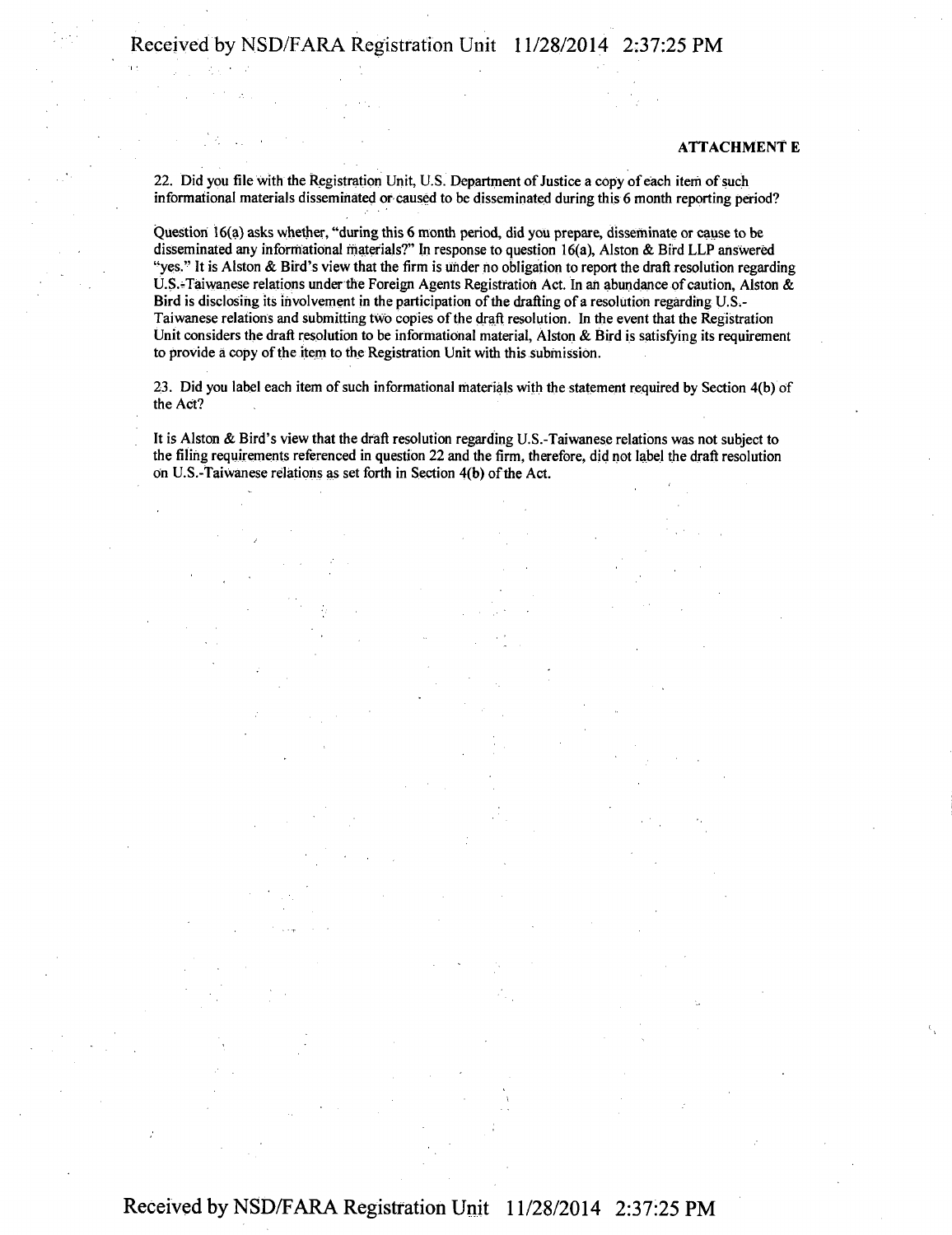**ATTACHMENT E**

22. Did you file with the Registration Unit, U.S. Department of Justice a copy of each item of such informational materials disseminated or caused to be disseminated during this 6 month reporting period?

Question 16(a) asks whether, "during this 6 month period, did you prepare, disseminate or cause to be disseminated any informational materials?" In response to question 16(a), Alston & Bird LLP answered "yes." It is Alston & Bird's view that the firm is under no obligation to report the draft resolution regarding U.S.-Taiwanese relations under the Foreign Agents Registration Act. In an abundance of caution, Alston & Bird is disclosing its involvement in the participation of the drafting of a resolution regarding U.S.-Taiwanese relations and submitting two copies of the draft resolution. In the event that the Registration Unit considers the draft resolution to be informational material, Alston & Bird is satisfying its requirement to provide a copy of the item to the Registration Unit with this submission.

23. Did you label each item of such informational materials with the statement required by Section 4(b) of the Act?

It is Alston & Bird's view that the draft resolution regarding U.S.-Taiwanese relations was not subject to the filing requirements referenced in question 22 and the firm, therefore, did not label the draft resolution on U.S.-Taiwanese relations as set forth in Section 4(b) of the Act.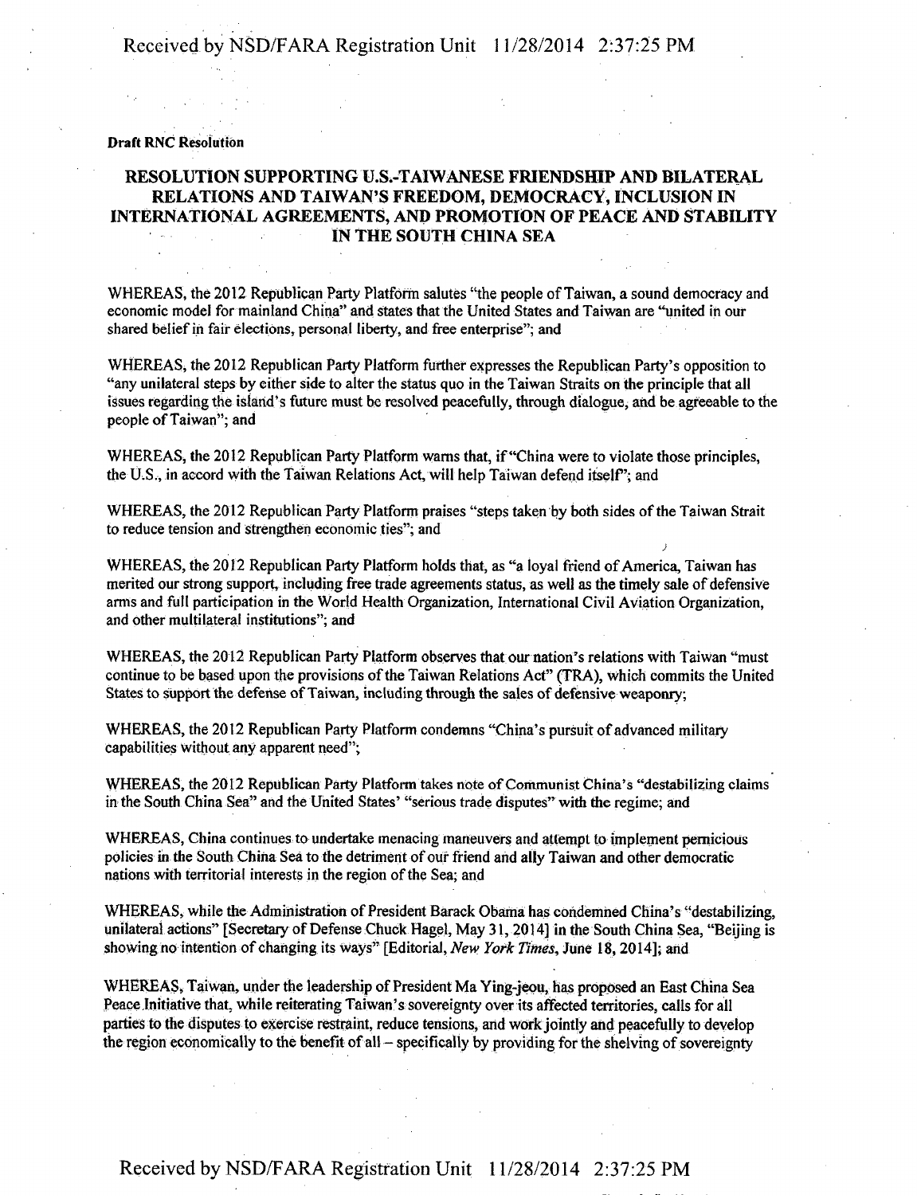**Draft RNC Resolution**

## RESOLUTION SUPPORTING U.S.-TAIWANESE FRIENDSHIP AND BILATERAL RELATIONS AND TAIWAN'S FREEDOM, DEMOCRACY, INCLUSION IN INTERNATIONAL AGREEMENTS, AND PROMOTION OF PEACE AND STABILITY IN THE SOUTH CHINA SEA

WHEREAS, the 2012 Republican Party Platform salutes "the people of Taiwan, a sound democracy and economic model for mainland China" and states that the United States and Taiwan are "united in our shared belief in fair elections, personal liberty, and free enterprise"; and

WHEREAS, the 2012 Republican Party Platform further expresses the Republican Party's opposition to "any unilateral steps by either side to alter the status quo in the Taiwan Straits on the principle that all issues regarding the island's future must be resolved peacefully, through dialogue, and be agreeable to the people of Taiwan"; and

WHEREAS, the 2012 Republican Party Platform warns that, if "China were to violate those principles, the U.S., in accord with the Taiwan Relations Act, will help Taiwan defend itself"; and

WHEREAS, the 2012 Republican Party Platform praises "steps taken by both sides of the Taiwan Strait to reduce tension and strengthen economic ties"; and

WHEREAS, the 2012 Republican Party Platform holds that, as "a loyal friend of America, Taiwan has merited our strong support, including free trade agreements status, as well as the timely sale of defensive arms and full participation in the World Health Organization, International Civil Aviation Organization, and other multilateral institutions"; and

WHEREAS, the 2012 Republican Party Platform observes that our nation's relations with Taiwan "must continue to be based upon the provisions of the Taiwan Relations Act" (TRA), which commits the United States to support the defense of Taiwan, including through the sales of defensive weaponry;

WHEREAS, the 2012 Republican Party Platform condemns "China's pursuit of advanced military capabilities without any apparent need";

WHEREAS, the 2012 Republican Party Platform takes note of Communist China's "destabilizing claims in the South China Sea" and the United States' "serious trade disputes" with the regime; and

WHEREAS, China continues to undertake menacing maneuvers and attempt to implement pernicious policies in the South China Sea to the detriment of our friend and ally Taiwan and other democratic nations with territorial interests in the region of the Sea; and

WHEREAS, while the Administration of President Barack Obama has condemned China's "destabilizing, unilateral actions" [Secretary of Defense Chuck Hagel, May 31, 2014] in the South China Sea, "Beijing is showing no intention of changing its ways" [Editorial, *New York Times*, June 18, 2014]; and

WHEREAS, Taiwan, under the leadership of President Ma Ying-jeou, has proposed an East China Sea Peace Initiative that, while reiterating Taiwan's sovereignty over its affected territories, calls for all parties to the disputes to exercise restraint, reduce tensions, and work jointly and peacefully to develop the region economically to the benefit of all – specifically by providing for the shelving of sovereignty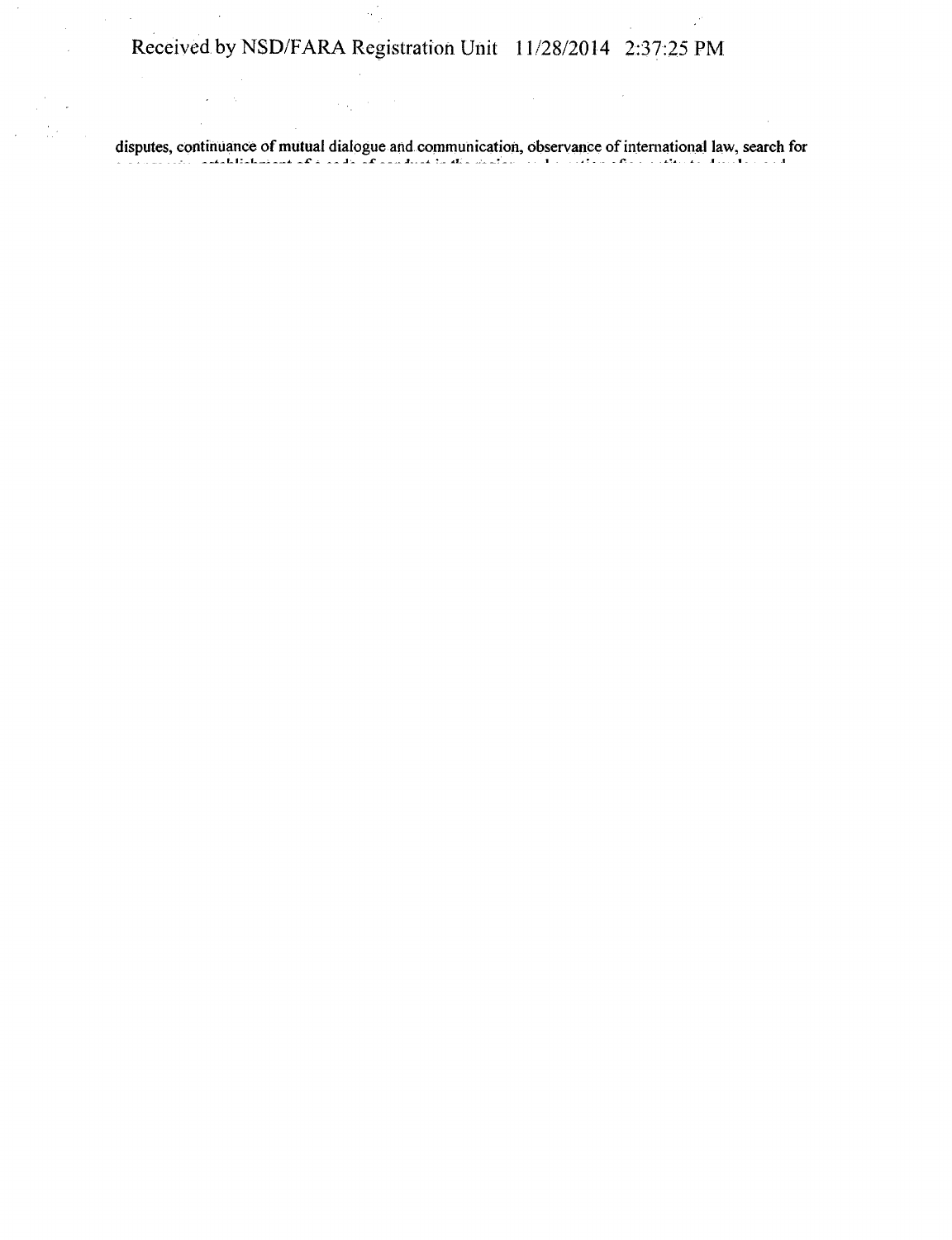**disputes, continuance of mutual dialogue and communication, observance of international law, search for**